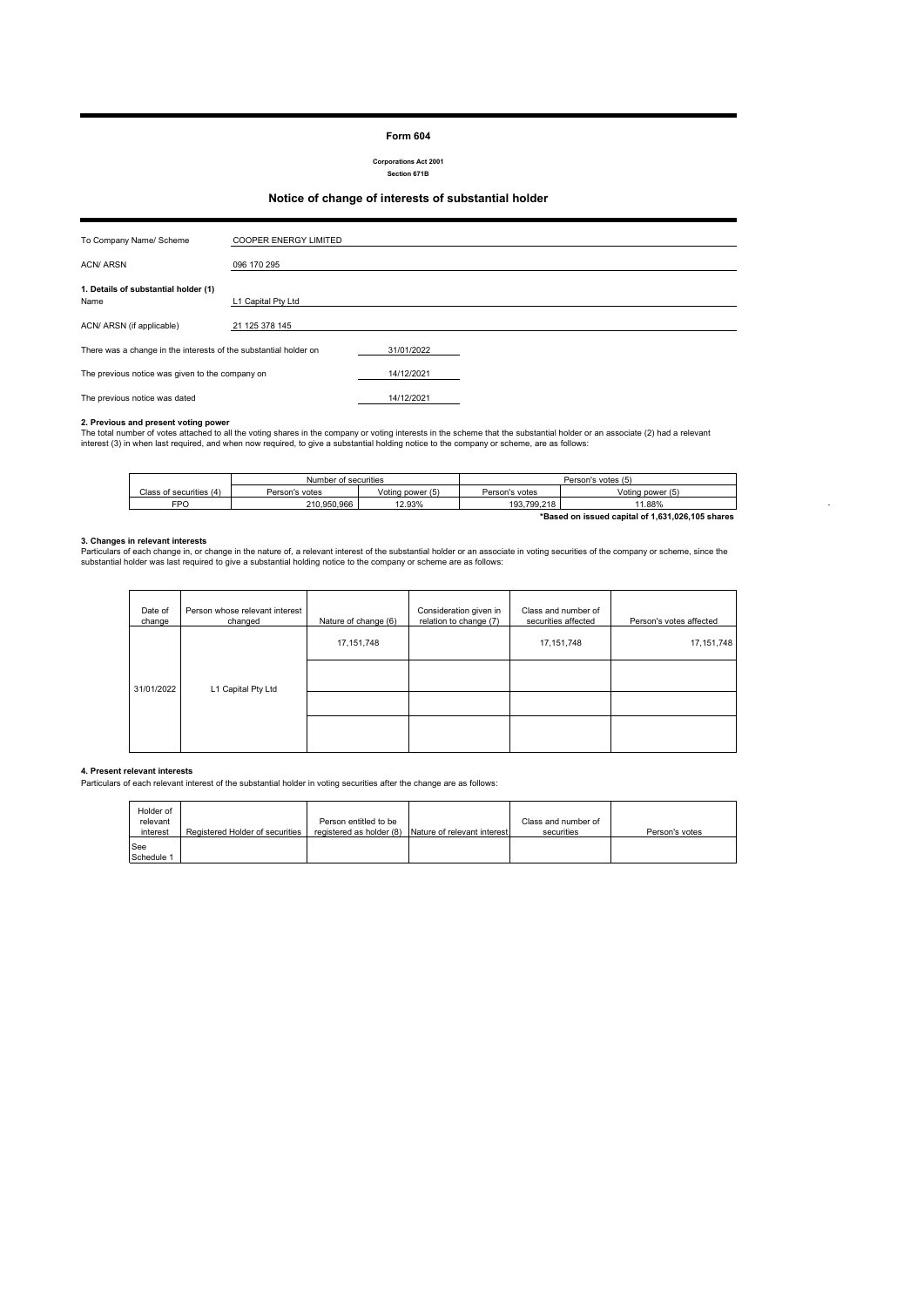# Form 604

**Corporations Act 2001**
**Section 671B**

## Notice of change of interests of substantial holder

| | |
|---|---|
| To Company Name/ Scheme | COOPER ENERGY LIMITED |
| ACN/ ARSN | 096 170 295 |

**1. Details of substantial holder (1)**

| | |
|---|---|
| Name | L1 Capital Pty Ltd |
| ACN/ ARSN (if applicable) | 21 125 378 145 |

| | |
|---|---|
| There was a change in the interests of the substantial holder on | 31/01/2022 |
| The previous notice was given to the company on | 14/12/2021 |
| The previous notice was dated | 14/12/2021 |

**2. Previous and present voting power**

The total number of votes attached to all the voting shares in the company or voting interests in the scheme that the substantial holder or an associate (2) had a relevant interest (3) in when last required, and when now required, to give a substantial holding notice to the company or scheme, are as follows:

| Class of securities (4) | Number of securities | | Person's votes (5) | |
|---|---|---|---|---|
| | Person's votes | Voting power (5) | Person's votes | Voting power (5) |
| FPO | 210,950,966 | 12.93% | 193,799,218 | 11.88% |

**\*Based on issued capital of 1,631,026,105 shares**

**3. Changes in relevant interests**

Particulars of each change in, or change in the nature of, a relevant interest of the substantial holder or an associate in voting securities of the company or scheme, since the substantial holder was last required to give a substantial holding notice to the company or scheme are as follows:

| Date of change | Person whose relevant interest changed | Nature of change (6) | Consideration given in relation to change (7) | Class and number of securities affected | Person's votes affected |
|---|---|---|---|---|---|
| 31/01/2022 | L1 Capital Pty Ltd | 17,151,748 | | 17,151,748 | 17,151,748 |
| | | | | | |
| | | | | | |
| | | | | | |

**4. Present relevant interests**

Particulars of each relevant interest of the substantial holder in voting securities after the change are as follows:

| Holder of relevant interest | Registered Holder of securities | Person entitled to be registered as holder (8) | Nature of relevant interest | Class and number of securities | Person's votes |
|---|---|---|---|---|---|
| See Schedule 1 | | | | | |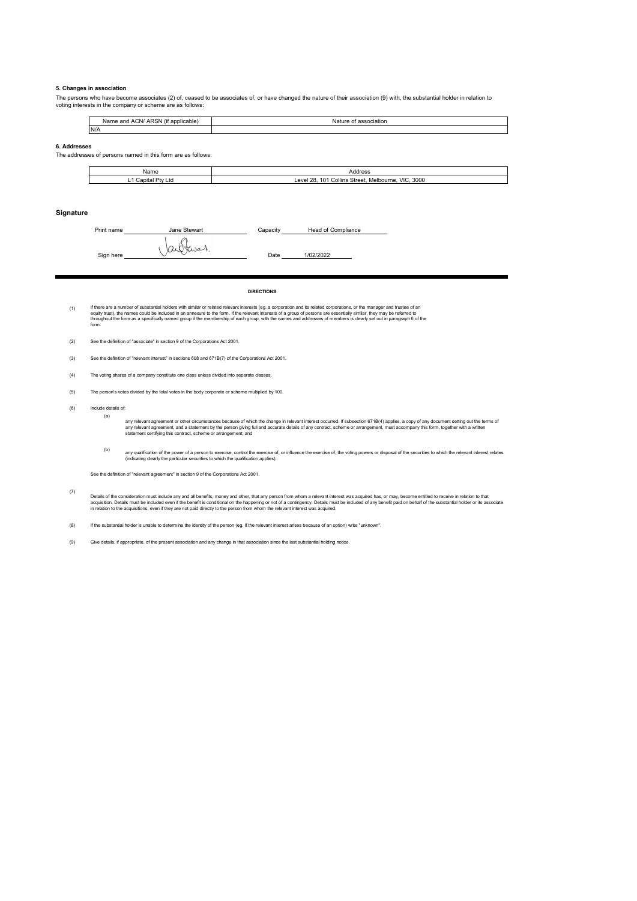### 5. Changes in association

The persons who have become associates (2) of, ceased to be associates of, or have changed the nature of their association (9) with, the substantial holder in relation to voting interests in the company or scheme are as follows:

| Name and ACN/ ARSN (if applicable) | Nature of association |
|---|---|
| N/A | |

### 6. Addresses

The addresses of persons named in this form are as follows:

| Name | Address |
|---|---|
| L1 Capital Pty Ltd | Level 28, 101 Collins Street, Melbourne, VIC, 3000 |

## Signature

Print name: Jane Stewart    Capacity: Head of Compliance

Sign here: [signature]    Date: 1/02/2022

**DIRECTIONS**

(1) If there are a number of substantial holders with similar or related relevant interests (eg. a corporation and its related corporations, or the manager and trustee of an equity trust), the names could be included in an annexure to the form. If the relevant interests of a group of persons are essentially similar, they may be referred to throughout the form as a specifically named group if the membership of each group, with the names and addresses of members is clearly set out in paragraph 6 of the form.

(2) See the definition of "associate" in section 9 of the Corporations Act 2001.

(3) See the definition of "relevant interest" in sections 608 and 671B(7) of the Corporations Act 2001.

(4) The voting shares of a company constitute one class unless divided into separate classes.

(5) The person's votes divided by the total votes in the body corporate or scheme multiplied by 100.

(6) Include details of:

(a) any relevant agreement or other circumstances because of which the change in relevant interest occurred. If subsection 671B(4) applies, a copy of any document setting out the terms of any relevant agreement, and a statement by the person giving full and accurate details of any contract, scheme or arrangement, must accompany this form, together with a written statement certifying this contract, scheme or arrangement; and

(b) any qualification of the power of a person to exercise, control the exercise of, or influence the exercise of, the voting powers or disposal of the securities to which the relevant interest relates (indicating clearly the particular securities to which the qualification applies).

See the definition of "relevant agreement" in section 9 of the Corporations Act 2001.

(7) Details of the consideration must include any and all benefits, money and other, that any person from whom a relevant interest was acquired has, or may, become entitled to receive in relation to that acquisition. Details must be included even if the benefit is conditional on the happening or not of a contingency. Details must be included of any benefit paid on behalf of the substantial holder or its associate in relation to the acquisitions, even if they are not paid directly to the person from whom the relevant interest was acquired.

(8) If the substantial holder is unable to determine the identity of the person (eg. if the relevant interest arises because of an option) write "unknown".

(9) Give details, if appropriate, of the present association and any change in that association since the last substantial holding notice.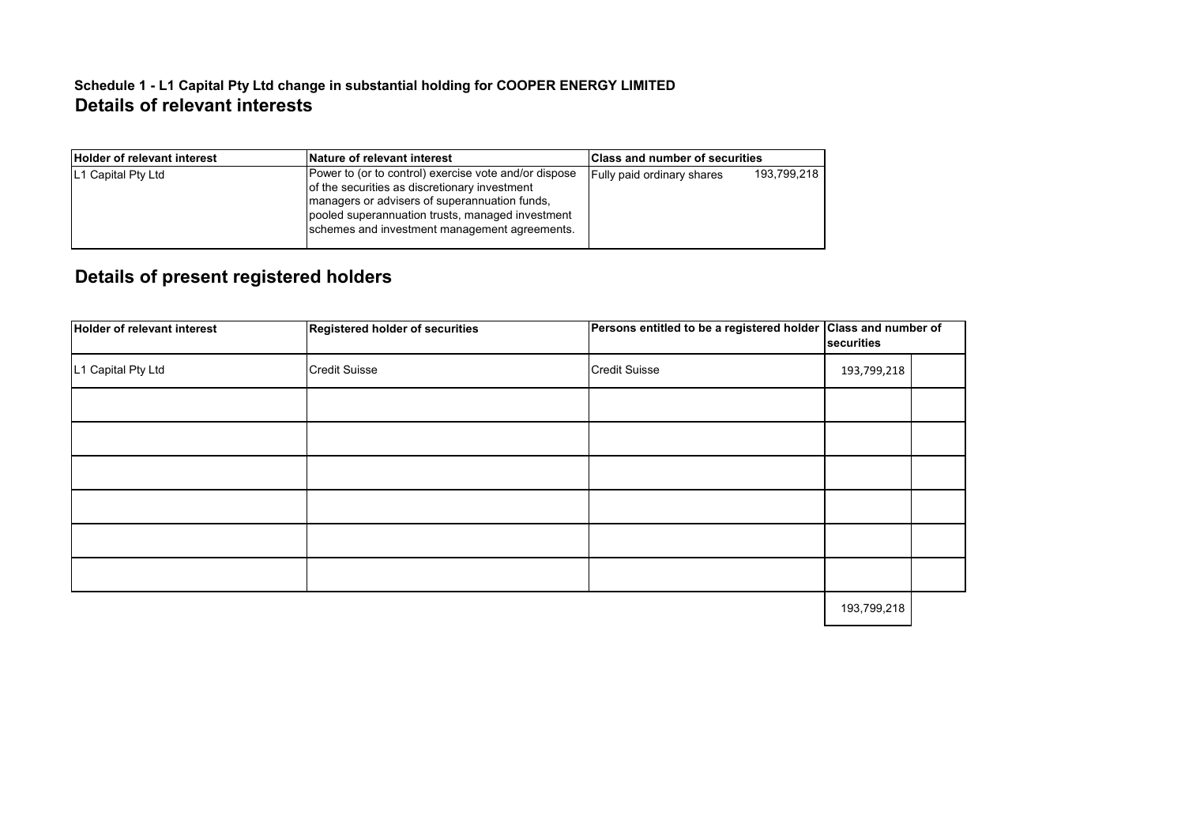**Schedule 1 - L1 Capital Pty Ltd change in substantial holding for COOPER ENERGY LIMITED**

## Details of relevant interests

| Holder of relevant interest | Nature of relevant interest | Class and number of securities | |
|---|---|---|---|
| L1 Capital Pty Ltd | Power to (or to control) exercise vote and/or dispose of the securities as discretionary investment managers or advisers of superannuation funds, pooled superannuation trusts, managed investment schemes and investment management agreements. | Fully paid ordinary shares | 193,799,218 |

## Details of present registered holders

| Holder of relevant interest | Registered holder of securities | Persons entitled to be a registered holder | Class and number of securities | |
|---|---|---|---|---|
| L1 Capital Pty Ltd | Credit Suisse | Credit Suisse | 193,799,218 | |
| | | | | |
| | | | | |
| | | | | |
| | | | | |
| | | | | |
| | | | | |
| | | | 193,799,218 | |